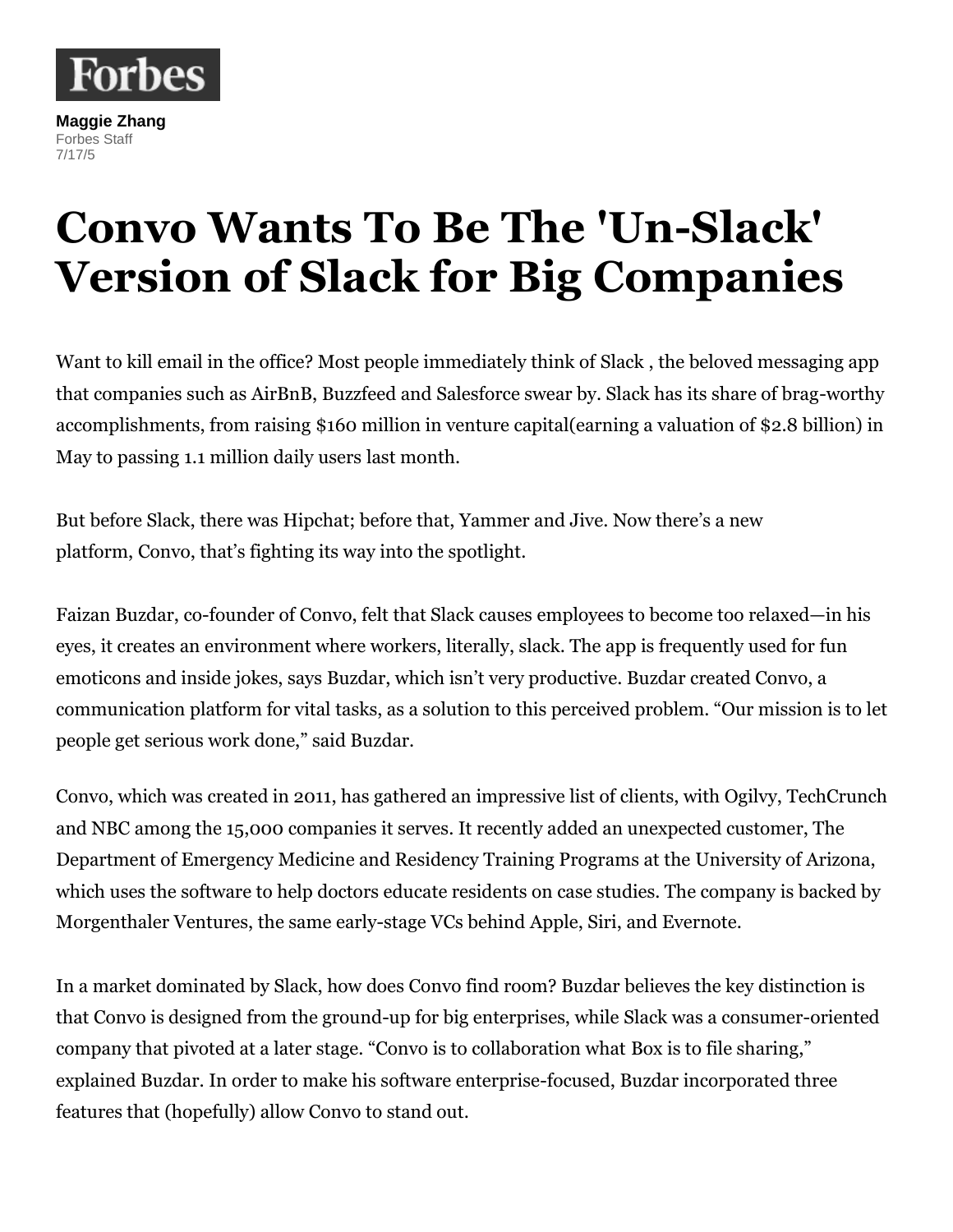Forbes

**Maggie Zhang**
Forbes Staff
7/17/5

# Convo Wants To Be The 'Un-Slack' Version of Slack for Big Companies

Want to kill email in the office? Most people immediately think of Slack , the beloved messaging app that companies such as AirBnB, Buzzfeed and Salesforce swear by. Slack has its share of brag-worthy accomplishments, from raising $160 million in venture capital(earning a valuation of $2.8 billion) in May to passing 1.1 million daily users last month.

But before Slack, there was Hipchat; before that, Yammer and Jive. Now there's a new platform, Convo, that's fighting its way into the spotlight.

Faizan Buzdar, co-founder of Convo, felt that Slack causes employees to become too relaxed—in his eyes, it creates an environment where workers, literally, slack. The app is frequently used for fun emoticons and inside jokes, says Buzdar, which isn't very productive. Buzdar created Convo, a communication platform for vital tasks, as a solution to this perceived problem. "Our mission is to let people get serious work done," said Buzdar.

Convo, which was created in 2011, has gathered an impressive list of clients, with Ogilvy, TechCrunch and NBC among the 15,000 companies it serves. It recently added an unexpected customer, The Department of Emergency Medicine and Residency Training Programs at the University of Arizona, which uses the software to help doctors educate residents on case studies. The company is backed by Morgenthaler Ventures, the same early-stage VCs behind Apple, Siri, and Evernote.

In a market dominated by Slack, how does Convo find room? Buzdar believes the key distinction is that Convo is designed from the ground-up for big enterprises, while Slack was a consumer-oriented company that pivoted at a later stage. "Convo is to collaboration what Box is to file sharing," explained Buzdar. In order to make his software enterprise-focused, Buzdar incorporated three features that (hopefully) allow Convo to stand out.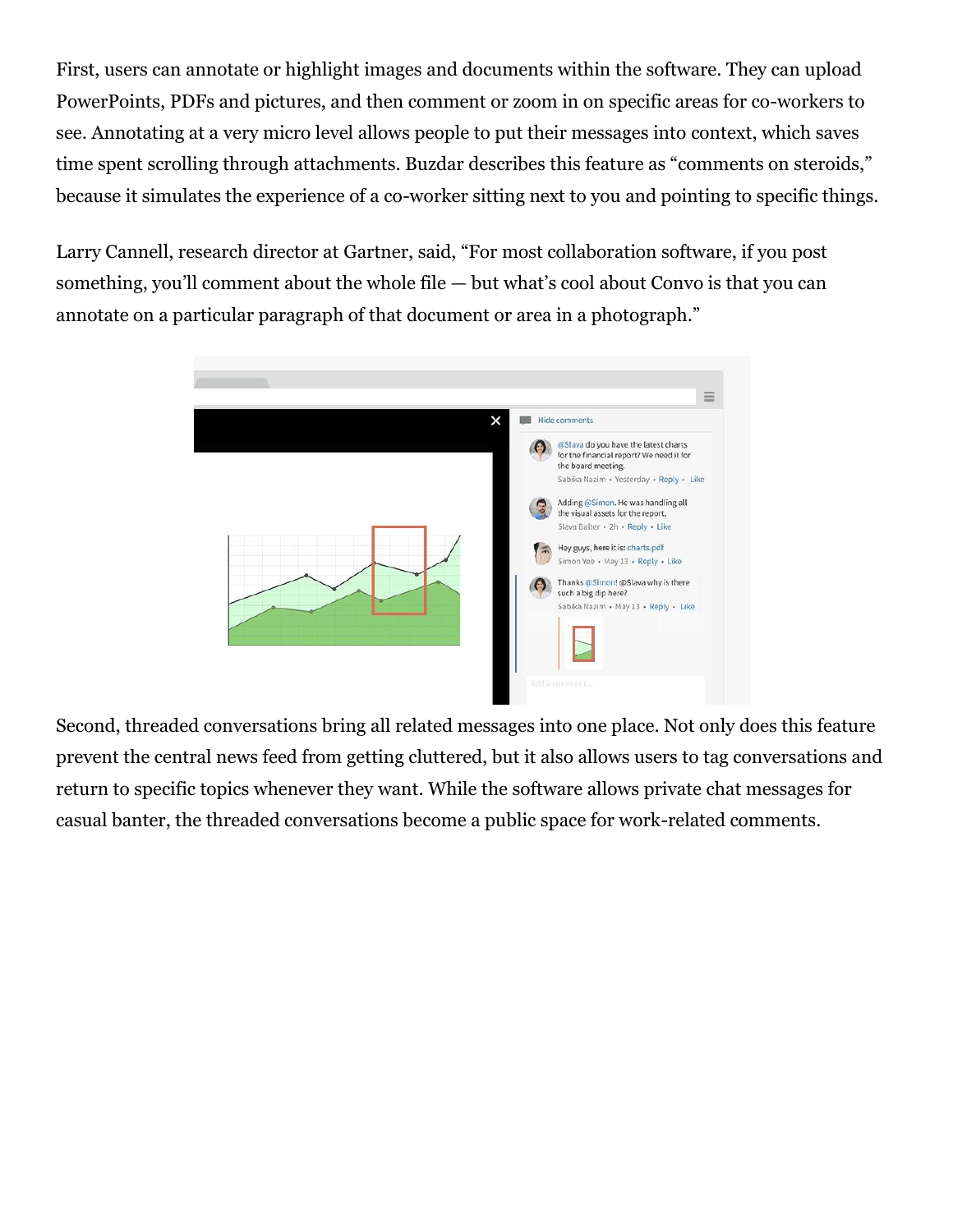First, users can annotate or highlight images and documents within the software. They can upload PowerPoints, PDFs and pictures, and then comment or zoom in on specific areas for co-workers to see. Annotating at a very micro level allows people to put their messages into context, which saves time spent scrolling through attachments. Buzdar describes this feature as "comments on steroids," because it simulates the experience of a co-worker sitting next to you and pointing to specific things.

Larry Cannell, research director at Gartner, said, "For most collaboration software, if you post something, you'll comment about the whole file — but what's cool about Convo is that you can annotate on a particular paragraph of that document or area in a photograph."

Second, threaded conversations bring all related messages into one place. Not only does this feature prevent the central news feed from getting cluttered, but it also allows users to tag conversations and return to specific topics whenever they want. While the software allows private chat messages for casual banter, the threaded conversations become a public space for work-related comments.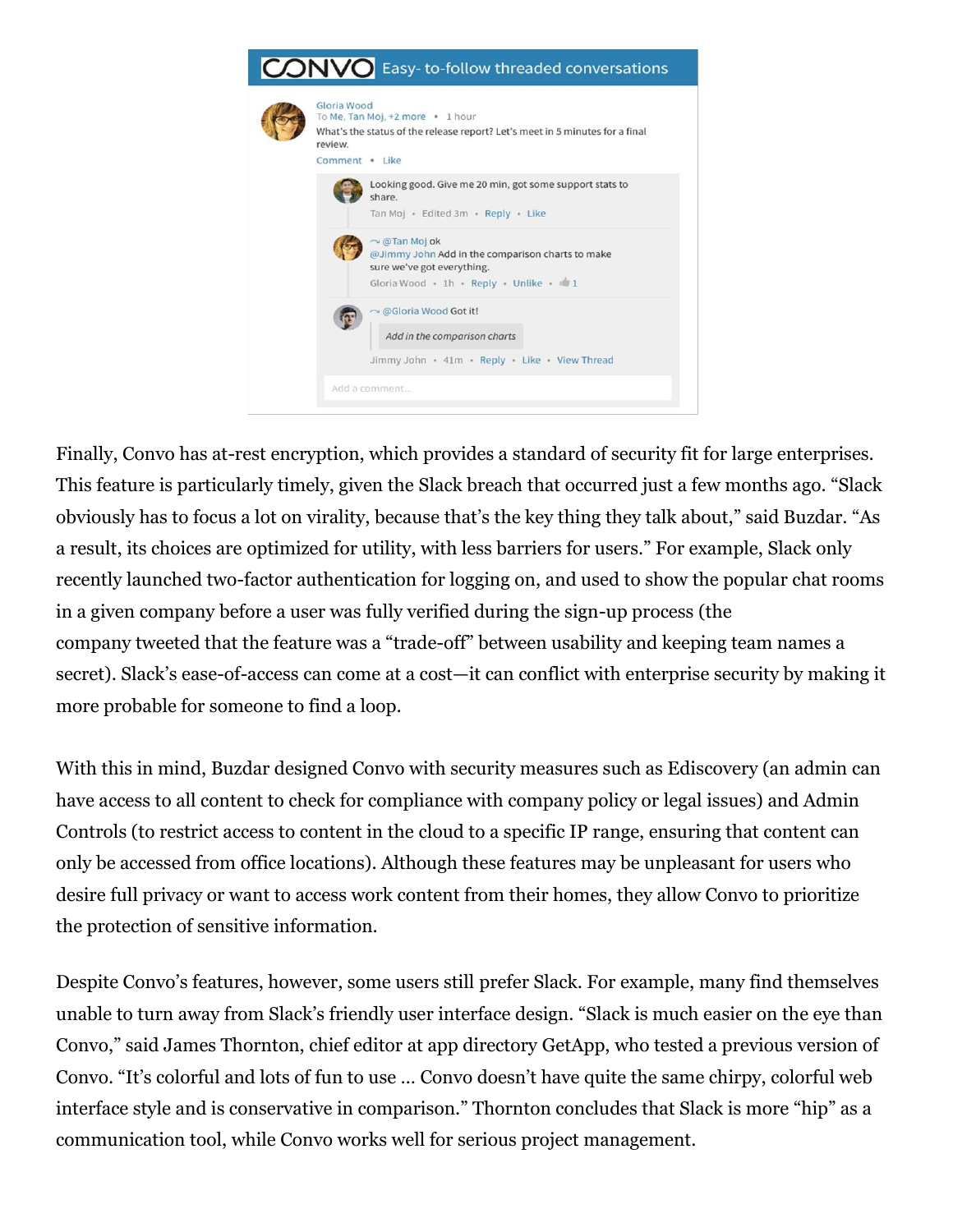Finally, Convo has at-rest encryption, which provides a standard of security fit for large enterprises. This feature is particularly timely, given the Slack breach that occurred just a few months ago. “Slack obviously has to focus a lot on virality, because that’s the key thing they talk about,” said Buzdar. “As a result, its choices are optimized for utility, with less barriers for users.” For example, Slack only recently launched two-factor authentication for logging on, and used to show the popular chat rooms in a given company before a user was fully verified during the sign-up process (the company tweeted that the feature was a “trade-off” between usability and keeping team names a secret). Slack’s ease-of-access can come at a cost—it can conflict with enterprise security by making it more probable for someone to find a loop.

With this in mind, Buzdar designed Convo with security measures such as Ediscovery (an admin can have access to all content to check for compliance with company policy or legal issues) and Admin Controls (to restrict access to content in the cloud to a specific IP range, ensuring that content can only be accessed from office locations). Although these features may be unpleasant for users who desire full privacy or want to access work content from their homes, they allow Convo to prioritize the protection of sensitive information.

Despite Convo’s features, however, some users still prefer Slack. For example, many find themselves unable to turn away from Slack’s friendly user interface design. “Slack is much easier on the eye than Convo,” said James Thornton, chief editor at app directory GetApp, who tested a previous version of Convo. “It’s colorful and lots of fun to use … Convo doesn’t have quite the same chirpy, colorful web interface style and is conservative in comparison.” Thornton concludes that Slack is more “hip” as a communication tool, while Convo works well for serious project management.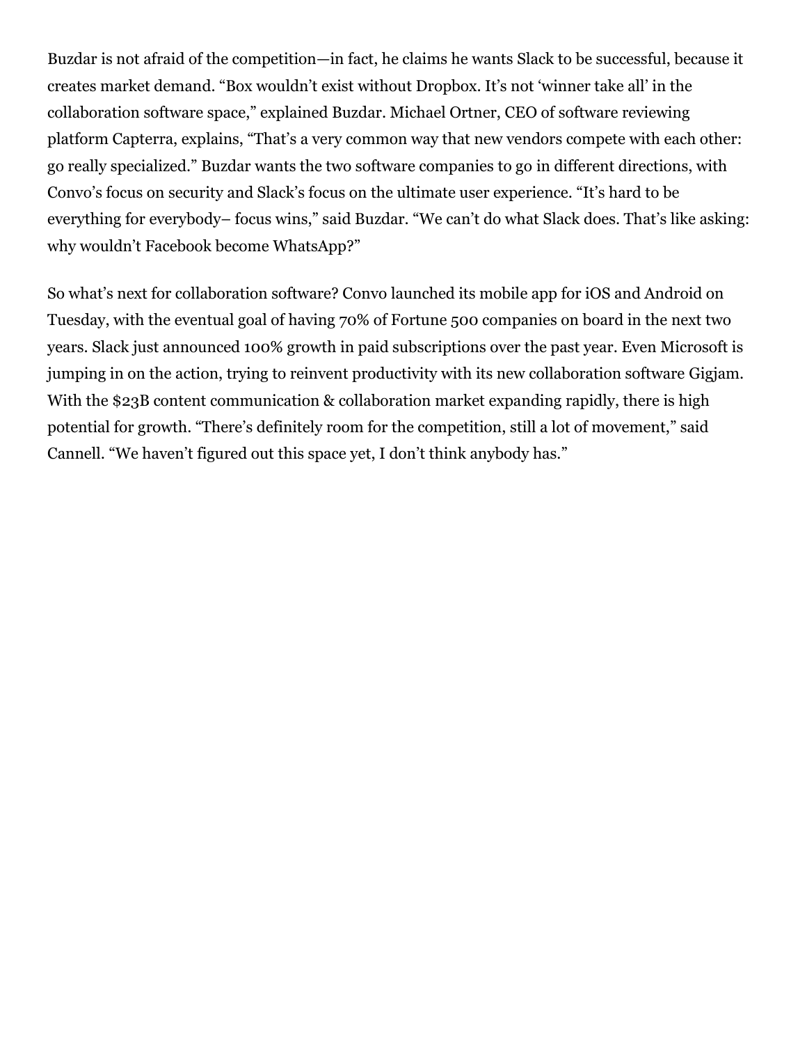Buzdar is not afraid of the competition—in fact, he claims he wants Slack to be successful, because it creates market demand. “Box wouldn’t exist without Dropbox. It’s not ‘winner take all’ in the collaboration software space,” explained Buzdar. Michael Ortner, CEO of software reviewing platform Capterra, explains, “That’s a very common way that new vendors compete with each other: go really specialized.” Buzdar wants the two software companies to go in different directions, with Convo’s focus on security and Slack’s focus on the ultimate user experience. “It’s hard to be everything for everybody– focus wins,” said Buzdar. “We can’t do what Slack does. That’s like asking: why wouldn’t Facebook become WhatsApp?”

So what’s next for collaboration software? Convo launched its mobile app for iOS and Android on Tuesday, with the eventual goal of having 70% of Fortune 500 companies on board in the next two years. Slack just announced 100% growth in paid subscriptions over the past year. Even Microsoft is jumping in on the action, trying to reinvent productivity with its new collaboration software Gigjam. With the $23B content communication & collaboration market expanding rapidly, there is high potential for growth. “There’s definitely room for the competition, still a lot of movement,” said Cannell. “We haven’t figured out this space yet, I don’t think anybody has.”